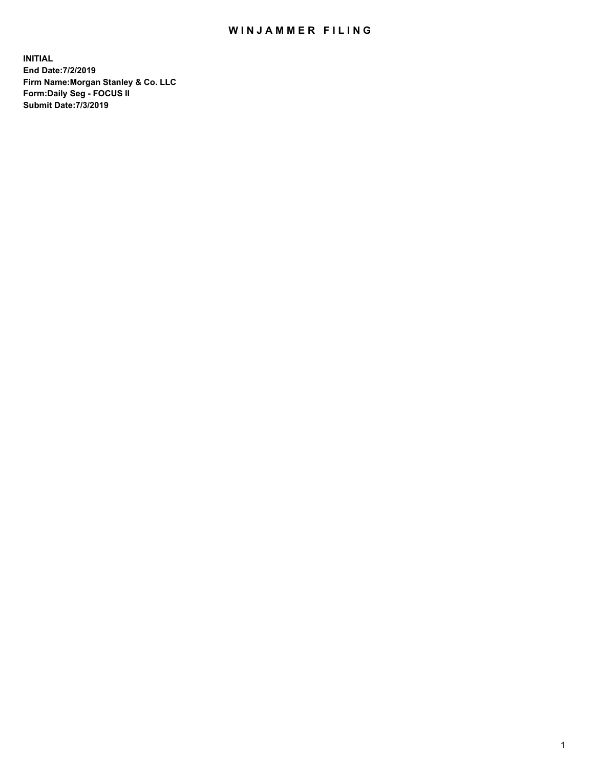# WINJAMMER FILING

**INITIAL**
**End Date:7/2/2019**
**Firm Name:Morgan Stanley & Co. LLC**
**Form:Daily Seg - FOCUS II**
**Submit Date:7/3/2019**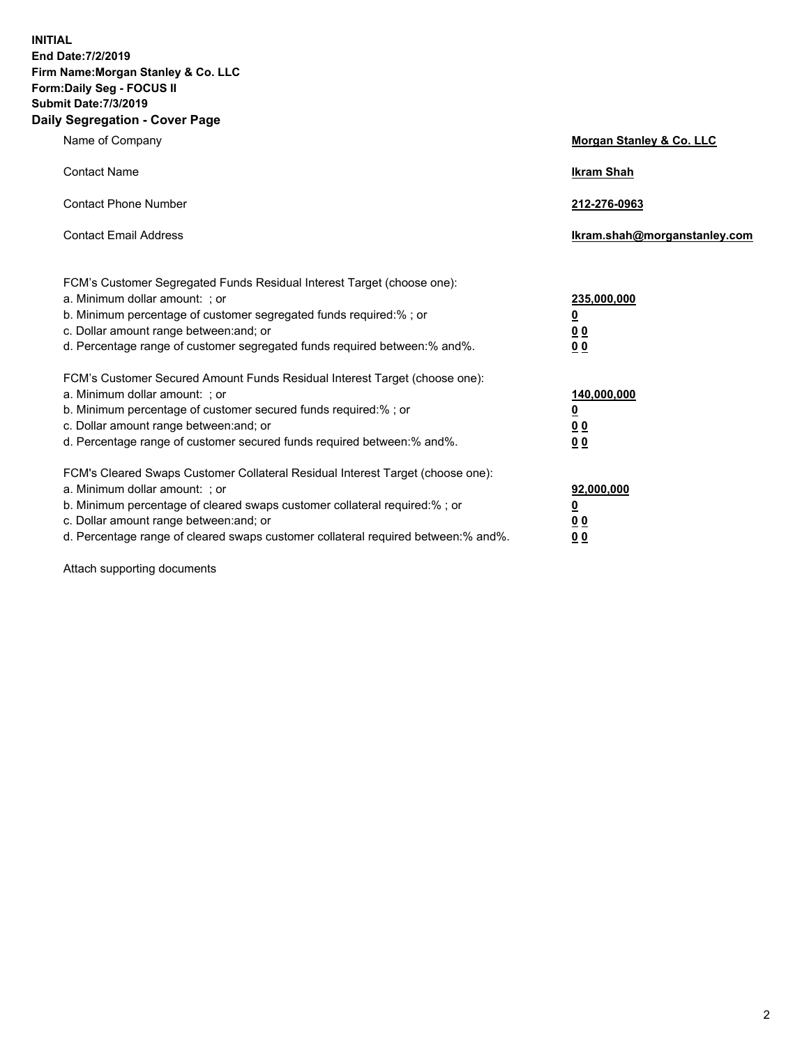**INITIAL**
**End Date:7/2/2019**
**Firm Name:Morgan Stanley & Co. LLC**
**Form:Daily Seg - FOCUS II**
**Submit Date:7/3/2019**

## Daily Segregation - Cover Page

| | |
|---|---|
| Name of Company | **Morgan Stanley & Co. LLC** |
| Contact Name | **Ikram Shah** |
| Contact Phone Number | **212-276-0963** |
| Contact Email Address | **Ikram.shah@morganstanley.com** |

| | |
|---|---|
| FCM's Customer Segregated Funds Residual Interest Target (choose one): | |
| a. Minimum dollar amount: ; or | **235,000,000** |
| b. Minimum percentage of customer segregated funds required:% ; or | **0** |
| c. Dollar amount range between:and; or | **0 0** |
| d. Percentage range of customer segregated funds required between:% and%. | **0 0** |
| FCM's Customer Secured Amount Funds Residual Interest Target (choose one): | |
| a. Minimum dollar amount: ; or | **140,000,000** |
| b. Minimum percentage of customer secured funds required:% ; or | **0** |
| c. Dollar amount range between:and; or | **0 0** |
| d. Percentage range of customer secured funds required between:% and%. | **0 0** |
| FCM's Cleared Swaps Customer Collateral Residual Interest Target (choose one): | |
| a. Minimum dollar amount: ; or | **92,000,000** |
| b. Minimum percentage of cleared swaps customer collateral required:% ; or | **0** |
| c. Dollar amount range between:and; or | **0 0** |
| d. Percentage range of cleared swaps customer collateral required between:% and%. | **0 0** |

Attach supporting documents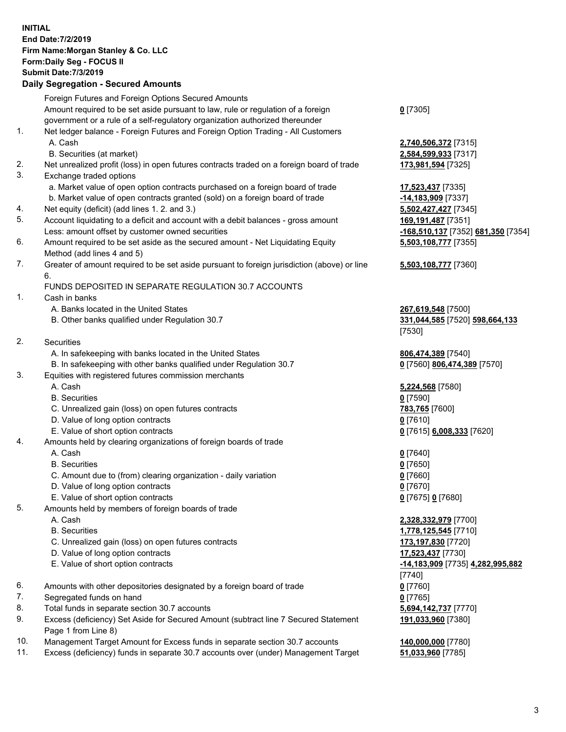**INITIAL**
**End Date:7/2/2019**
**Firm Name:Morgan Stanley & Co. LLC**
**Form:Daily Seg - FOCUS II**
**Submit Date:7/3/2019**

### Daily Segregation - Secured Amounts

| | | |
|---|---|---|
| | Foreign Futures and Foreign Options Secured Amounts | |
| | Amount required to be set aside pursuant to law, rule or regulation of a foreign government or a rule of a self-regulatory organization authorized thereunder | **0** [7305] |
| 1. | Net ledger balance - Foreign Futures and Foreign Option Trading - All Customers | |
| | A. Cash | **2,740,506,372** [7315] |
| | B. Securities (at market) | **2,584,599,933** [7317] |
| 2. | Net unrealized profit (loss) in open futures contracts traded on a foreign board of trade | **173,981,594** [7325] |
| 3. | Exchange traded options | |
| | a. Market value of open option contracts purchased on a foreign board of trade | **17,523,437** [7335] |
| | b. Market value of open contracts granted (sold) on a foreign board of trade | **-14,183,909** [7337] |
| 4. | Net equity (deficit) (add lines 1. 2. and 3.) | **5,502,427,427** [7345] |
| 5. | Account liquidating to a deficit and account with a debit balances - gross amount | **169,191,487** [7351] |
| | Less: amount offset by customer owned securities | **-168,510,137** [7352] **681,350** [7354] |
| 6. | Amount required to be set aside as the secured amount - Net Liquidating Equity Method (add lines 4 and 5) | **5,503,108,777** [7355] |
| 7. | Greater of amount required to be set aside pursuant to foreign jurisdiction (above) or line 6. | **5,503,108,777** [7360] |
| | FUNDS DEPOSITED IN SEPARATE REGULATION 30.7 ACCOUNTS | |
| 1. | Cash in banks | |
| | A. Banks located in the United States | **267,619,548** [7500] |
| | B. Other banks qualified under Regulation 30.7 | **331,044,585** [7520] **598,664,133** [7530] |
| 2. | Securities | |
| | A. In safekeeping with banks located in the United States | **806,474,389** [7540] |
| | B. In safekeeping with other banks qualified under Regulation 30.7 | **0** [7560] **806,474,389** [7570] |
| 3. | Equities with registered futures commission merchants | |
| | A. Cash | **5,224,568** [7580] |
| | B. Securities | **0** [7590] |
| | C. Unrealized gain (loss) on open futures contracts | **783,765** [7600] |
| | D. Value of long option contracts | **0** [7610] |
| | E. Value of short option contracts | **0** [7615] **6,008,333** [7620] |
| 4. | Amounts held by clearing organizations of foreign boards of trade | |
| | A. Cash | **0** [7640] |
| | B. Securities | **0** [7650] |
| | C. Amount due to (from) clearing organization - daily variation | **0** [7660] |
| | D. Value of long option contracts | **0** [7670] |
| | E. Value of short option contracts | **0** [7675] **0** [7680] |
| 5. | Amounts held by members of foreign boards of trade | |
| | A. Cash | **2,328,332,979** [7700] |
| | B. Securities | **1,778,125,545** [7710] |
| | C. Unrealized gain (loss) on open futures contracts | **173,197,830** [7720] |
| | D. Value of long option contracts | **17,523,437** [7730] |
| | E. Value of short option contracts | **-14,183,909** [7735] **4,282,995,882** [7740] |
| 6. | Amounts with other depositories designated by a foreign board of trade | **0** [7760] |
| 7. | Segregated funds on hand | **0** [7765] |
| 8. | Total funds in separate section 30.7 accounts | **5,694,142,737** [7770] |
| 9. | Excess (deficiency) Set Aside for Secured Amount (subtract line 7 Secured Statement Page 1 from Line 8) | **191,033,960** [7380] |
| 10. | Management Target Amount for Excess funds in separate section 30.7 accounts | **140,000,000** [7780] |
| 11. | Excess (deficiency) funds in separate 30.7 accounts over (under) Management Target | **51,033,960** [7785] |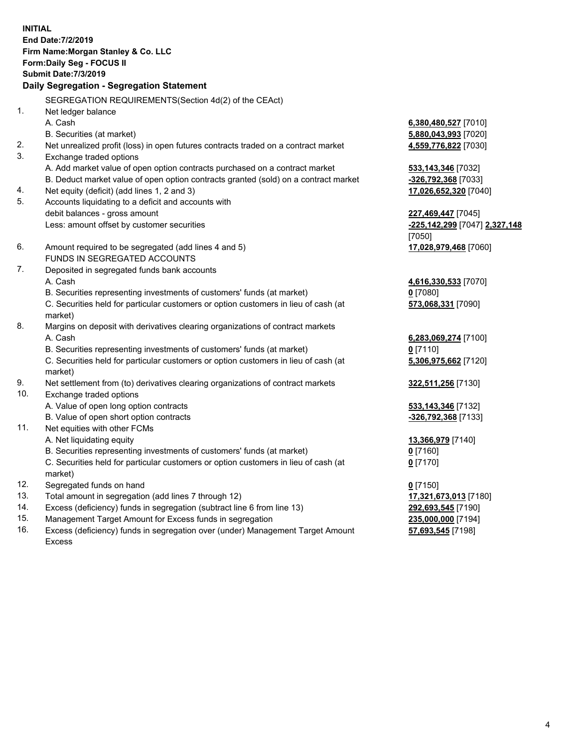**INITIAL**
**End Date:7/2/2019**
**Firm Name:Morgan Stanley & Co. LLC**
**Form:Daily Seg - FOCUS II**
**Submit Date:7/3/2019**
**Daily Segregation - Segregation Statement**

SEGREGATION REQUIREMENTS(Section 4d(2) of the CEAct)

| | | |
|---|---|---|
| 1. | Net ledger balance | |
| | A. Cash | **6,380,480,527** [7010] |
| | B. Securities (at market) | **5,880,043,993** [7020] |
| 2. | Net unrealized profit (loss) in open futures contracts traded on a contract market | **4,559,776,822** [7030] |
| 3. | Exchange traded options | |
| | A. Add market value of open option contracts purchased on a contract market | **533,143,346** [7032] |
| | B. Deduct market value of open option contracts granted (sold) on a contract market | **-326,792,368** [7033] |
| 4. | Net equity (deficit) (add lines 1, 2 and 3) | **17,026,652,320** [7040] |
| 5. | Accounts liquidating to a deficit and accounts with debit balances - gross amount | **227,469,447** [7045] |
| | Less: amount offset by customer securities | **-225,142,299** [7047] **2,327,148** [7050] |
| 6. | Amount required to be segregated (add lines 4 and 5) | **17,028,979,468** [7060] |
| | FUNDS IN SEGREGATED ACCOUNTS | |
| 7. | Deposited in segregated funds bank accounts | |
| | A. Cash | **4,616,330,533** [7070] |
| | B. Securities representing investments of customers' funds (at market) | **0** [7080] |
| | C. Securities held for particular customers or option customers in lieu of cash (at market) | **573,068,331** [7090] |
| 8. | Margins on deposit with derivatives clearing organizations of contract markets | |
| | A. Cash | **6,283,069,274** [7100] |
| | B. Securities representing investments of customers' funds (at market) | **0** [7110] |
| | C. Securities held for particular customers or option customers in lieu of cash (at market) | **5,306,975,662** [7120] |
| 9. | Net settlement from (to) derivatives clearing organizations of contract markets | **322,511,256** [7130] |
| 10. | Exchange traded options | |
| | A. Value of open long option contracts | **533,143,346** [7132] |
| | B. Value of open short option contracts | **-326,792,368** [7133] |
| 11. | Net equities with other FCMs | |
| | A. Net liquidating equity | **13,366,979** [7140] |
| | B. Securities representing investments of customers' funds (at market) | **0** [7160] |
| | C. Securities held for particular customers or option customers in lieu of cash (at market) | **0** [7170] |
| 12. | Segregated funds on hand | **0** [7150] |
| 13. | Total amount in segregation (add lines 7 through 12) | **17,321,673,013** [7180] |
| 14. | Excess (deficiency) funds in segregation (subtract line 6 from line 13) | **292,693,545** [7190] |
| 15. | Management Target Amount for Excess funds in segregation | **235,000,000** [7194] |
| 16. | Excess (deficiency) funds in segregation over (under) Management Target Amount Excess | **57,693,545** [7198] |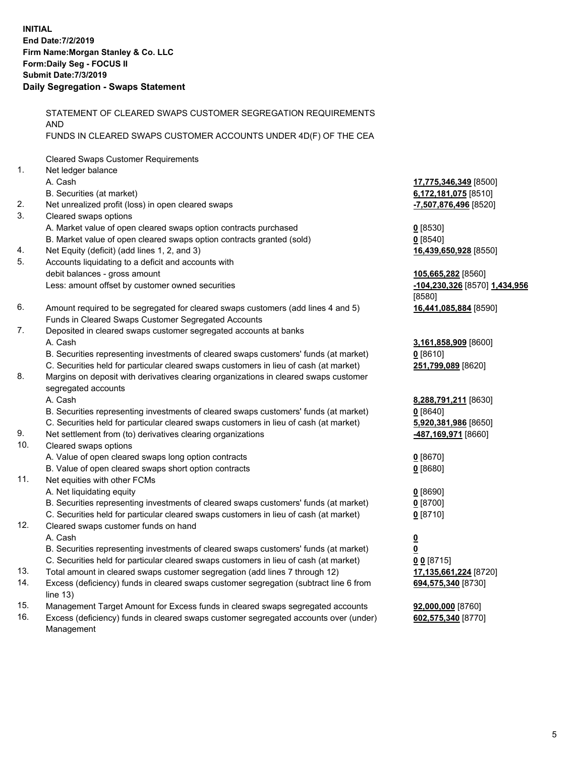**INITIAL**
**End Date:7/2/2019**
**Firm Name:Morgan Stanley & Co. LLC**
**Form:Daily Seg - FOCUS II**
**Submit Date:7/3/2019**
**Daily Segregation - Swaps Statement**

STATEMENT OF CLEARED SWAPS CUSTOMER SEGREGATION REQUIREMENTS AND FUNDS IN CLEARED SWAPS CUSTOMER ACCOUNTS UNDER 4D(F) OF THE CEA

| | | |
|---|---|---|
| | Cleared Swaps Customer Requirements | |
| 1. | Net ledger balance | |
| | A. Cash | **17,775,346,349** [8500] |
| | B. Securities (at market) | **6,172,181,075** [8510] |
| 2. | Net unrealized profit (loss) in open cleared swaps | **-7,507,876,496** [8520] |
| 3. | Cleared swaps options | |
| | A. Market value of open cleared swaps option contracts purchased | **0** [8530] |
| | B. Market value of open cleared swaps option contracts granted (sold) | **0** [8540] |
| 4. | Net Equity (deficit) (add lines 1, 2, and 3) | **16,439,650,928** [8550] |
| 5. | Accounts liquidating to a deficit and accounts with debit balances - gross amount | **105,665,282** [8560] |
| | Less: amount offset by customer owned securities | **-104,230,326** [8570] **1,434,956** [8580] |
| 6. | Amount required to be segregated for cleared swaps customers (add lines 4 and 5) | **16,441,085,884** [8590] |
| | Funds in Cleared Swaps Customer Segregated Accounts | |
| 7. | Deposited in cleared swaps customer segregated accounts at banks | |
| | A. Cash | **3,161,858,909** [8600] |
| | B. Securities representing investments of cleared swaps customers' funds (at market) | **0** [8610] |
| | C. Securities held for particular cleared swaps customers in lieu of cash (at market) | **251,799,089** [8620] |
| 8. | Margins on deposit with derivatives clearing organizations in cleared swaps customer segregated accounts | |
| | A. Cash | **8,288,791,211** [8630] |
| | B. Securities representing investments of cleared swaps customers' funds (at market) | **0** [8640] |
| | C. Securities held for particular cleared swaps customers in lieu of cash (at market) | **5,920,381,986** [8650] |
| 9. | Net settlement from (to) derivatives clearing organizations | **-487,169,971** [8660] |
| 10. | Cleared swaps options | |
| | A. Value of open cleared swaps long option contracts | **0** [8670] |
| | B. Value of open cleared swaps short option contracts | **0** [8680] |
| 11. | Net equities with other FCMs | |
| | A. Net liquidating equity | **0** [8690] |
| | B. Securities representing investments of cleared swaps customers' funds (at market) | **0** [8700] |
| | C. Securities held for particular cleared swaps customers in lieu of cash (at market) | **0** [8710] |
| 12. | Cleared swaps customer funds on hand | |
| | A. Cash | **0** |
| | B. Securities representing investments of cleared swaps customers' funds (at market) | **0** |
| | C. Securities held for particular cleared swaps customers in lieu of cash (at market) | **0** **0** [8715] |
| 13. | Total amount in cleared swaps customer segregation (add lines 7 through 12) | **17,135,661,224** [8720] |
| 14. | Excess (deficiency) funds in cleared swaps customer segregation (subtract line 6 from line 13) | **694,575,340** [8730] |
| 15. | Management Target Amount for Excess funds in cleared swaps segregated accounts | **92,000,000** [8760] |
| 16. | Excess (deficiency) funds in cleared swaps customer segregated accounts over (under) Management | **602,575,340** [8770] |